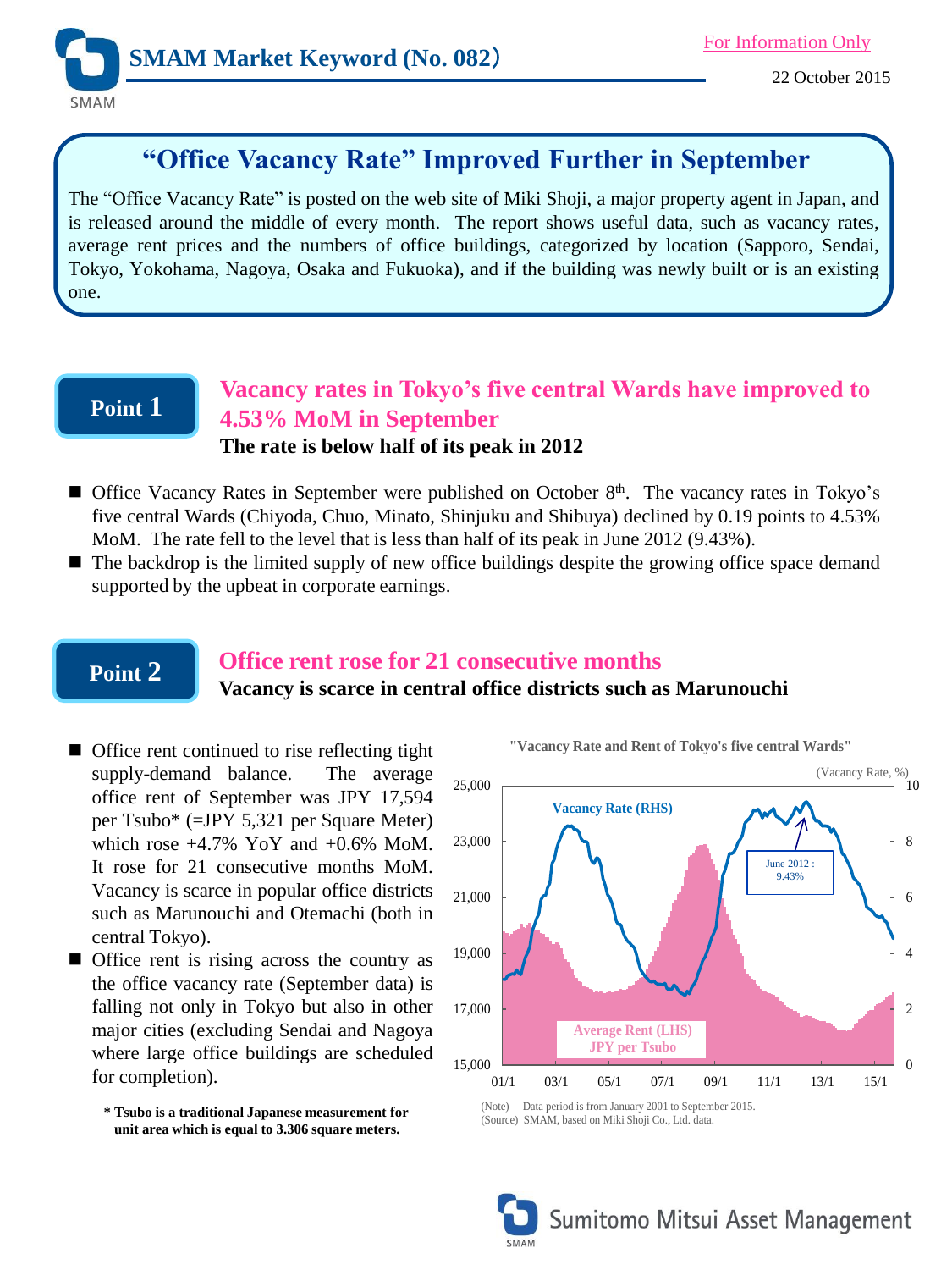# SMAM Market Keyword (No. 082)

For Information Only

22 October 2015

## "Office Vacancy Rate" Improved Further in September

The "Office Vacancy Rate" is posted on the web site of Miki Shoji, a major property agent in Japan, and is released around the middle of every month. The report shows useful data, such as vacancy rates, average rent prices and the numbers of office buildings, categorized by location (Sapporo, Sendai, Tokyo, Yokohama, Nagoya, Osaka and Fukuoka), and if the building was newly built or is an existing one.

## Point 1

### Vacancy rates in Tokyo's five central Wards have improved to 4.53% MoM in September

**The rate is below half of its peak in 2012**

- Office Vacancy Rates in September were published on October 8th. The vacancy rates in Tokyo's five central Wards (Chiyoda, Chuo, Minato, Shinjuku and Shibuya) declined by 0.19 points to 4.53% MoM. The rate fell to the level that is less than half of its peak in June 2012 (9.43%).
- The backdrop is the limited supply of new office buildings despite the growing office space demand supported by the upbeat in corporate earnings.

## Point 2

### Office rent rose for 21 consecutive months

**Vacancy is scarce in central office districts such as Marunouchi**

- Office rent continued to rise reflecting tight supply-demand balance. The average office rent of September was JPY 17,594 per Tsubo* (=JPY 5,321 per Square Meter) which rose +4.7% YoY and +0.6% MoM. It rose for 21 consecutive months MoM. Vacancy is scarce in popular office districts such as Marunouchi and Otemachi (both in central Tokyo).
- Office rent is rising across the country as the office vacancy rate (September data) is falling not only in Tokyo but also in other major cities (excluding Sendai and Nagoya where large office buildings are scheduled for completion).

**\* Tsubo is a traditional Japanese measurement for unit area which is equal to 3.306 square meters.**

"Vacancy Rate and Rent of Tokyo's five central Wards"

(Note) Data period is from January 2001 to September 2015.
(Source) SMAM, based on Miki Shoji Co., Ltd. data.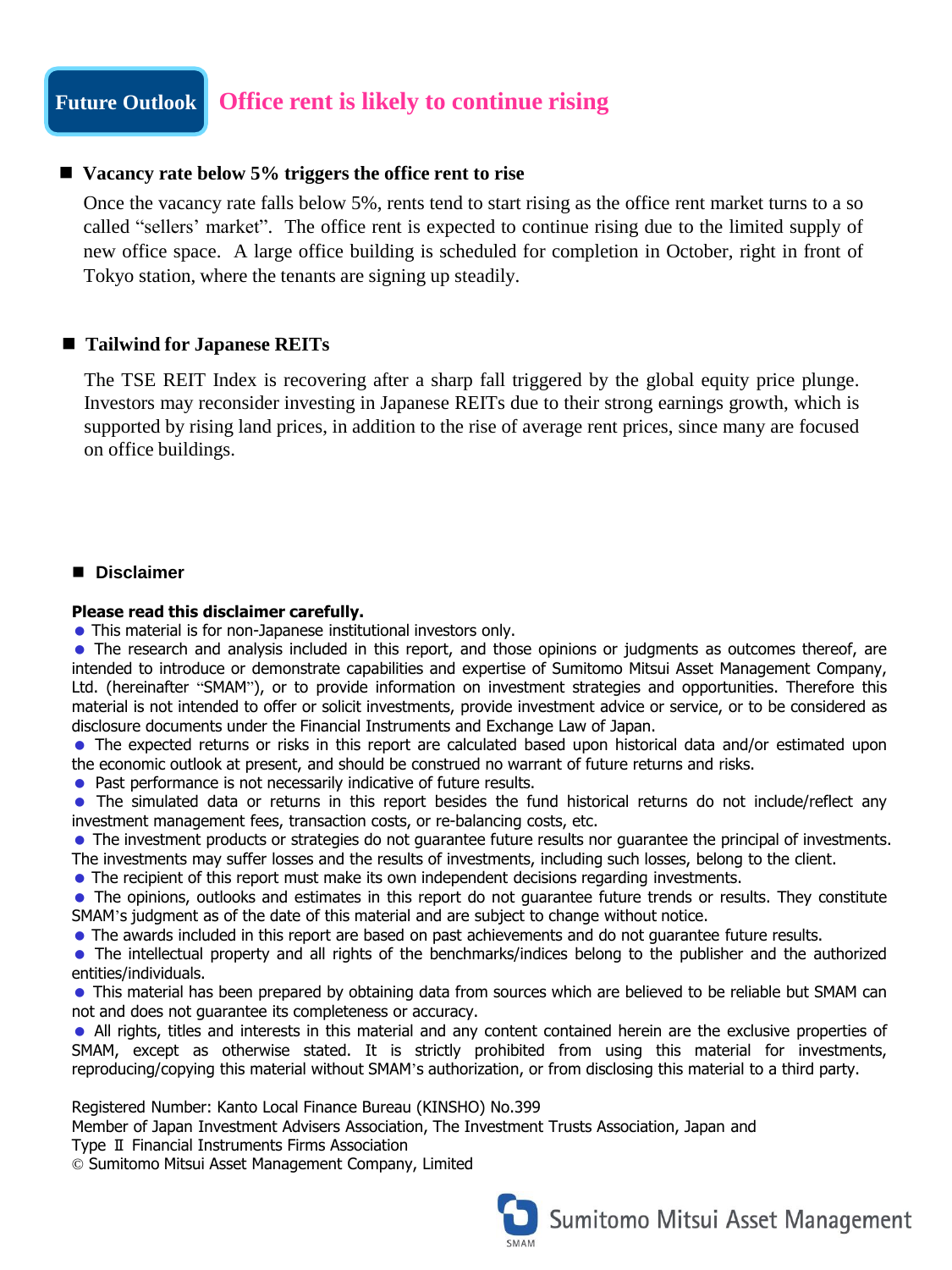# Future Outlook Office rent is likely to continue rising

## ■ Vacancy rate below 5% triggers the office rent to rise

Once the vacancy rate falls below 5%, rents tend to start rising as the office rent market turns to a so called "sellers' market". The office rent is expected to continue rising due to the limited supply of new office space. A large office building is scheduled for completion in October, right in front of Tokyo station, where the tenants are signing up steadily.

## ■ Tailwind for Japanese REITs

The TSE REIT Index is recovering after a sharp fall triggered by the global equity price plunge. Investors may reconsider investing in Japanese REITs due to their strong earnings growth, which is supported by rising land prices, in addition to the rise of average rent prices, since many are focused on office buildings.

## ■ Disclaimer

**Please read this disclaimer carefully.**

- This material is for non-Japanese institutional investors only.
- The research and analysis included in this report, and those opinions or judgments as outcomes thereof, are intended to introduce or demonstrate capabilities and expertise of Sumitomo Mitsui Asset Management Company, Ltd. (hereinafter "SMAM"), or to provide information on investment strategies and opportunities. Therefore this material is not intended to offer or solicit investments, provide investment advice or service, or to be considered as disclosure documents under the Financial Instruments and Exchange Law of Japan.
- The expected returns or risks in this report are calculated based upon historical data and/or estimated upon the economic outlook at present, and should be construed no warrant of future returns and risks.
- Past performance is not necessarily indicative of future results.
- The simulated data or returns in this report besides the fund historical returns do not include/reflect any investment management fees, transaction costs, or re-balancing costs, etc.
- The investment products or strategies do not guarantee future results nor guarantee the principal of investments. The investments may suffer losses and the results of investments, including such losses, belong to the client.
- The recipient of this report must make its own independent decisions regarding investments.
- The opinions, outlooks and estimates in this report do not guarantee future trends or results. They constitute SMAM's judgment as of the date of this material and are subject to change without notice.
- The awards included in this report are based on past achievements and do not guarantee future results.
- The intellectual property and all rights of the benchmarks/indices belong to the publisher and the authorized entities/individuals.
- This material has been prepared by obtaining data from sources which are believed to be reliable but SMAM can not and does not guarantee its completeness or accuracy.
- All rights, titles and interests in this material and any content contained herein are the exclusive properties of SMAM, except as otherwise stated. It is strictly prohibited from using this material for investments, reproducing/copying this material without SMAM's authorization, or from disclosing this material to a third party.

Registered Number: Kanto Local Finance Bureau (KINSHO) No.399
Member of Japan Investment Advisers Association, The Investment Trusts Association, Japan and
Type Ⅱ Financial Instruments Firms Association
© Sumitomo Mitsui Asset Management Company, Limited

Sumitomo Mitsui Asset Management